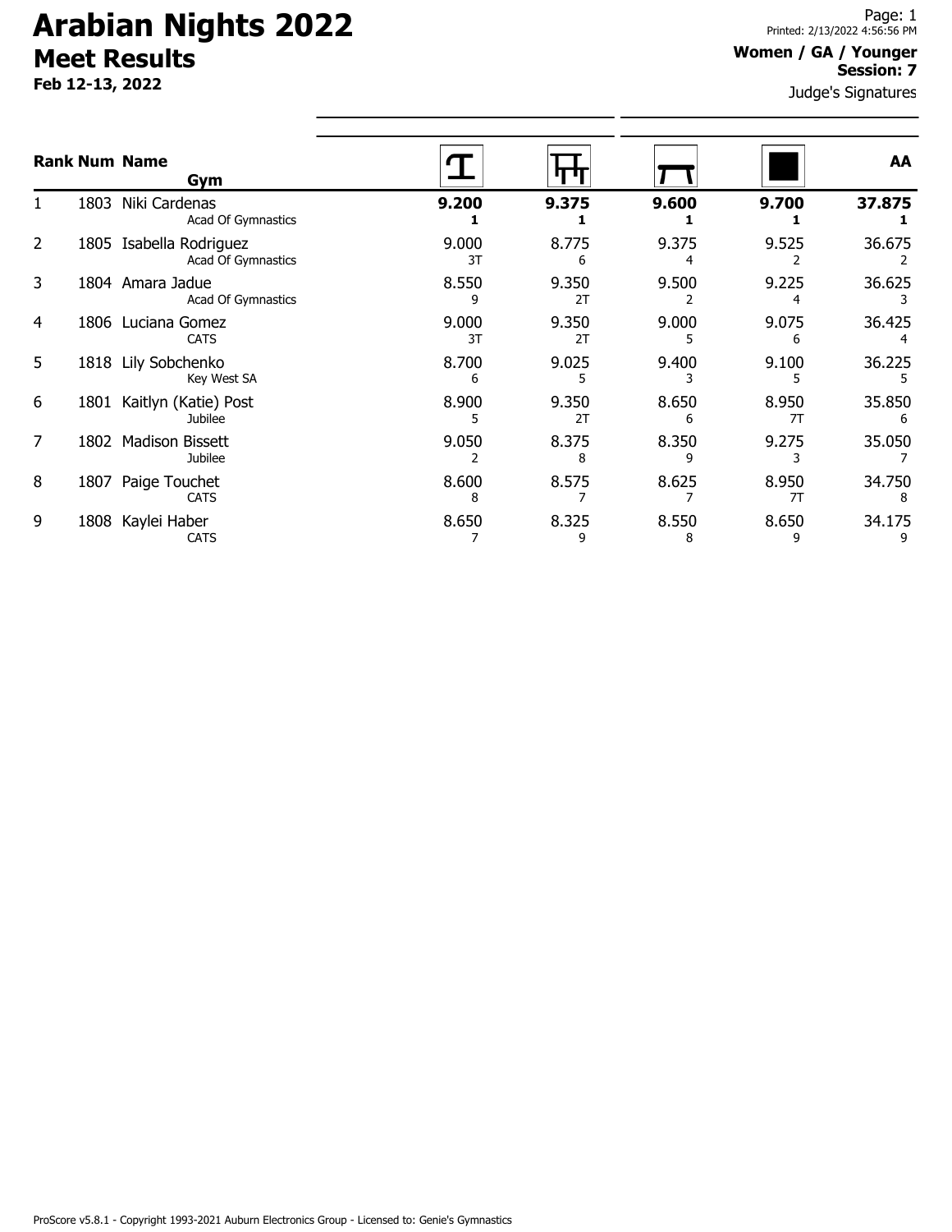# Arabian Nights 2022

## Meet Results

**Feb 12-13, 2022**

Printed: 2/13/2022 4:56:56 PM

**Women / GA / Younger**
**Session: 7**

Judge's Signatures

| Rank | Num | Name / Gym | Vault | Bars | Beam | Floor | AA |
|---|---|---|---|---|---|---|---|
| 1 | 1803 | Niki Cardenas<br>Acad Of Gymnastics | **9.200**<br>**1** | **9.375**<br>**1** | **9.600**<br>**1** | **9.700**<br>**1** | **37.875**<br>**1** |
| 2 | 1805 | Isabella Rodriguez<br>Acad Of Gymnastics | 9.000<br>3T | 8.775<br>6 | 9.375<br>4 | 9.525<br>2 | 36.675<br>2 |
| 3 | 1804 | Amara Jadue<br>Acad Of Gymnastics | 8.550<br>9 | 9.350<br>2T | 9.500<br>2 | 9.225<br>4 | 36.625<br>3 |
| 4 | 1806 | Luciana Gomez<br>CATS | 9.000<br>3T | 9.350<br>2T | 9.000<br>5 | 9.075<br>6 | 36.425<br>4 |
| 5 | 1818 | Lily Sobchenko<br>Key West SA | 8.700<br>6 | 9.025<br>5 | 9.400<br>3 | 9.100<br>5 | 36.225<br>5 |
| 6 | 1801 | Kaitlyn (Katie) Post<br>Jubilee | 8.900<br>5 | 9.350<br>2T | 8.650<br>6 | 8.950<br>7T | 35.850<br>6 |
| 7 | 1802 | Madison Bissett<br>Jubilee | 9.050<br>2 | 8.375<br>8 | 8.350<br>9 | 9.275<br>3 | 35.050<br>7 |
| 8 | 1807 | Paige Touchet<br>CATS | 8.600<br>8 | 8.575<br>7 | 8.625<br>7 | 8.950<br>7T | 34.750<br>8 |
| 9 | 1808 | Kaylei Haber<br>CATS | 8.650<br>7 | 8.325<br>9 | 8.550<br>8 | 8.650<br>9 | 34.175<br>9 |

ProScore v5.8.1 - Copyright 1993-2021 Auburn Electronics Group - Licensed to: Genie's Gymnastics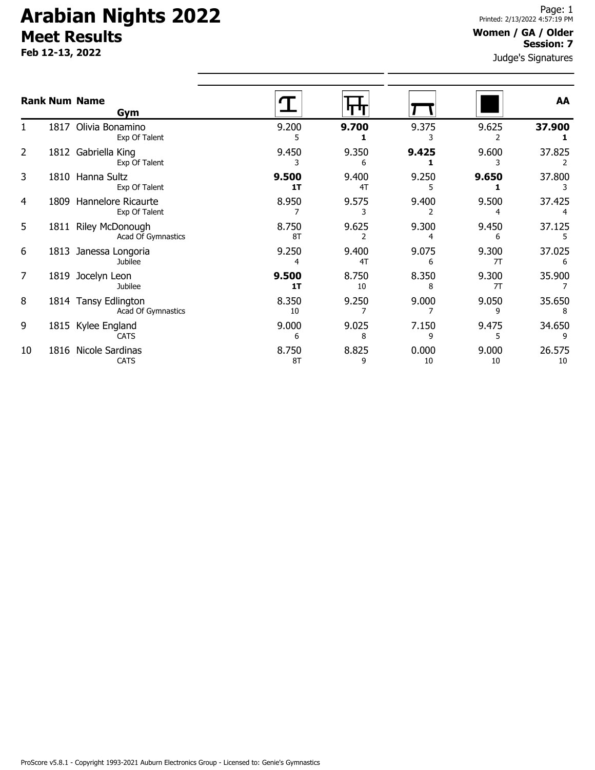# Arabian Nights 2022

## Meet Results

**Feb 12-13, 2022**

**Women / GA / Older**
**Session: 7**

Judge's Signatures

| Rank | Num | Name / Gym | Vault | Bars | Beam | Floor | AA |
|---|---|---|---|---|---|---|---|
| 1 | 1817 | Olivia Bonamino<br>Exp Of Talent | 9.200<br>5 | **9.700**<br>**1** | 9.375<br>3 | 9.625<br>2 | **37.900**<br>**1** |
| 2 | 1812 | Gabriella King<br>Exp Of Talent | 9.450<br>3 | 9.350<br>6 | **9.425**<br>**1** | 9.600<br>3 | 37.825<br>2 |
| 3 | 1810 | Hanna Sultz<br>Exp Of Talent | **9.500**<br>**1T** | 9.400<br>4T | 9.250<br>5 | **9.650**<br>**1** | 37.800<br>3 |
| 4 | 1809 | Hannelore Ricaurte<br>Exp Of Talent | 8.950<br>7 | 9.575<br>3 | 9.400<br>2 | 9.500<br>4 | 37.425<br>4 |
| 5 | 1811 | Riley McDonough<br>Acad Of Gymnastics | 8.750<br>8T | 9.625<br>2 | 9.300<br>4 | 9.450<br>6 | 37.125<br>5 |
| 6 | 1813 | Janessa Longoria<br>Jubilee | 9.250<br>4 | 9.400<br>4T | 9.075<br>6 | 9.300<br>7T | 37.025<br>6 |
| 7 | 1819 | Jocelyn Leon<br>Jubilee | **9.500**<br>**1T** | 8.750<br>10 | 8.350<br>8 | 9.300<br>7T | 35.900<br>7 |
| 8 | 1814 | Tansy Edlington<br>Acad Of Gymnastics | 8.350<br>10 | 9.250<br>7 | 9.000<br>7 | 9.050<br>9 | 35.650<br>8 |
| 9 | 1815 | Kylee England<br>CATS | 9.000<br>6 | 9.025<br>8 | 7.150<br>9 | 9.475<br>5 | 34.650<br>9 |
| 10 | 1816 | Nicole Sardinas<br>CATS | 8.750<br>8T | 8.825<br>9 | 0.000<br>10 | 9.000<br>10 | 26.575<br>10 |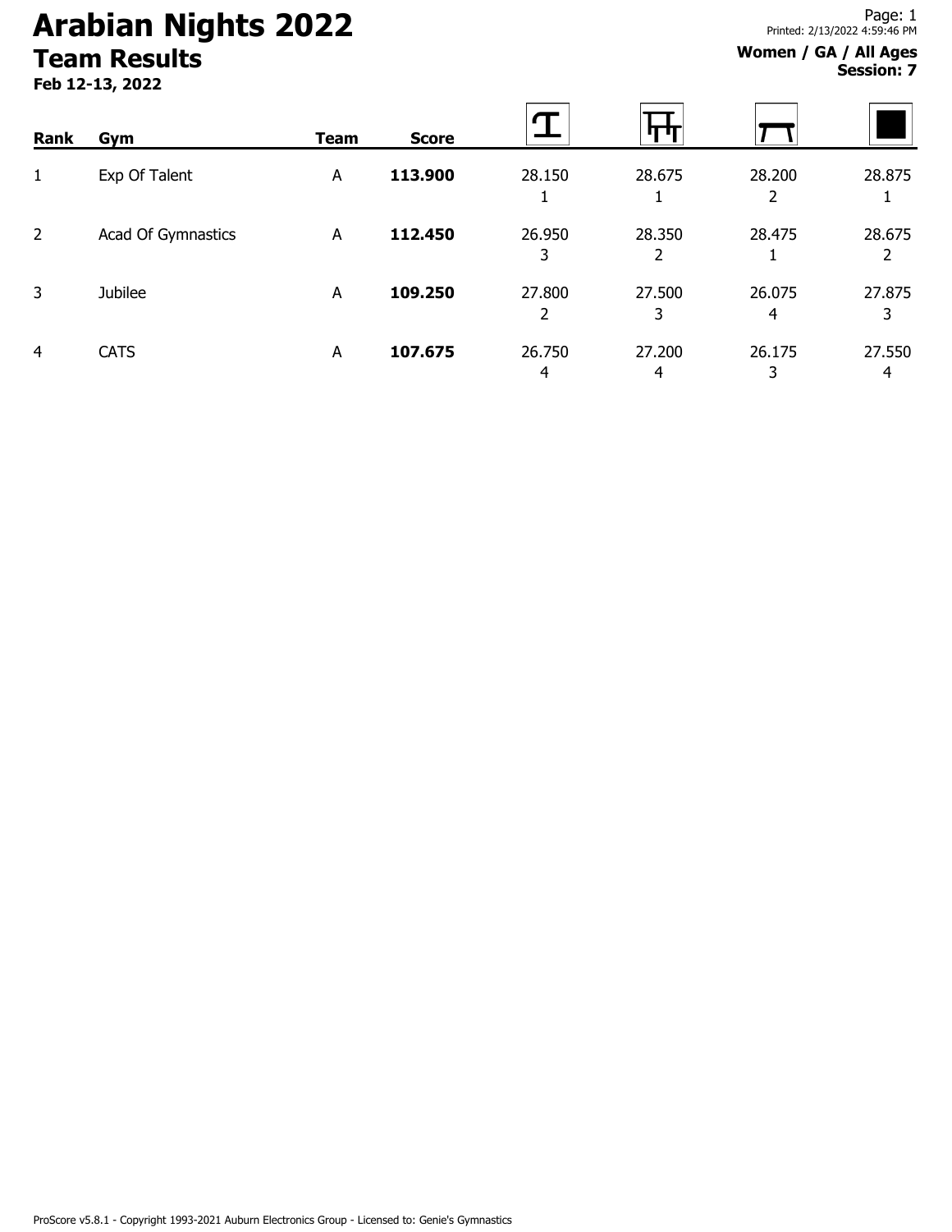# Arabian Nights 2022

## Team Results

**Feb 12-13, 2022**

Printed: 2/13/2022 4:59:46 PM

**Women / GA / All Ages**
**Session: 7**

| Rank | Gym | Team | Score | Vault | Bars | Beam | Floor |
|---|---|---|---|---|---|---|---|
| 1 | Exp Of Talent | A | **113.900** | 28.150<br>1 | 28.675<br>1 | 28.200<br>2 | 28.875<br>1 |
| 2 | Acad Of Gymnastics | A | **112.450** | 26.950<br>3 | 28.350<br>2 | 28.475<br>1 | 28.675<br>2 |
| 3 | Jubilee | A | **109.250** | 27.800<br>2 | 27.500<br>3 | 26.075<br>4 | 27.875<br>3 |
| 4 | CATS | A | **107.675** | 26.750<br>4 | 27.200<br>4 | 26.175<br>3 | 27.550<br>4 |

ProScore v5.8.1 - Copyright 1993-2021 Auburn Electronics Group - Licensed to: Genie's Gymnastics